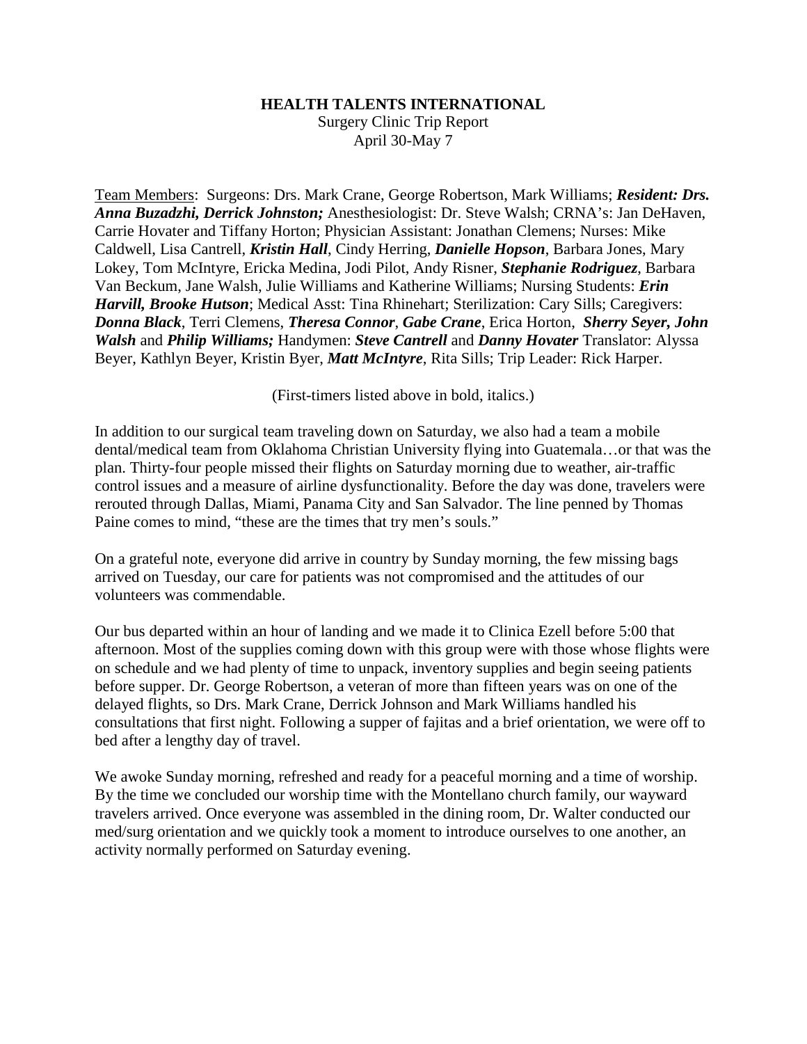**HEALTH TALENTS INTERNATIONAL**
Surgery Clinic Trip Report
April 30-May 7

Team Members: Surgeons: Drs. Mark Crane, George Robertson, Mark Williams; ***Resident: Drs. Anna Buzadzhi, Derrick Johnston;*** Anesthesiologist: Dr. Steve Walsh; CRNA's: Jan DeHaven, Carrie Hovater and Tiffany Horton; Physician Assistant: Jonathan Clemens; Nurses: Mike Caldwell, Lisa Cantrell, ***Kristin Hall***, Cindy Herring, ***Danielle Hopson***, Barbara Jones, Mary Lokey, Tom McIntyre, Ericka Medina, Jodi Pilot, Andy Risner, ***Stephanie Rodriguez***, Barbara Van Beckum, Jane Walsh, Julie Williams and Katherine Williams; Nursing Students: ***Erin Harvill, Brooke Hutson***; Medical Asst: Tina Rhinehart; Sterilization: Cary Sills; Caregivers: ***Donna Black***, Terri Clemens, ***Theresa Connor***, ***Gabe Crane***, Erica Horton, ***Sherry Seyer, John Walsh*** and ***Philip Williams;*** Handymen: ***Steve Cantrell*** and ***Danny Hovater*** Translator: Alyssa Beyer, Kathlyn Beyer, Kristin Byer, ***Matt McIntyre***, Rita Sills; Trip Leader: Rick Harper.

(First-timers listed above in bold, italics.)

In addition to our surgical team traveling down on Saturday, we also had a team a mobile dental/medical team from Oklahoma Christian University flying into Guatemala…or that was the plan. Thirty-four people missed their flights on Saturday morning due to weather, air-traffic control issues and a measure of airline dysfunctionality. Before the day was done, travelers were rerouted through Dallas, Miami, Panama City and San Salvador. The line penned by Thomas Paine comes to mind, "these are the times that try men's souls."

On a grateful note, everyone did arrive in country by Sunday morning, the few missing bags arrived on Tuesday, our care for patients was not compromised and the attitudes of our volunteers was commendable.

Our bus departed within an hour of landing and we made it to Clinica Ezell before 5:00 that afternoon. Most of the supplies coming down with this group were with those whose flights were on schedule and we had plenty of time to unpack, inventory supplies and begin seeing patients before supper. Dr. George Robertson, a veteran of more than fifteen years was on one of the delayed flights, so Drs. Mark Crane, Derrick Johnson and Mark Williams handled his consultations that first night. Following a supper of fajitas and a brief orientation, we were off to bed after a lengthy day of travel.

We awoke Sunday morning, refreshed and ready for a peaceful morning and a time of worship. By the time we concluded our worship time with the Montellano church family, our wayward travelers arrived. Once everyone was assembled in the dining room, Dr. Walter conducted our med/surg orientation and we quickly took a moment to introduce ourselves to one another, an activity normally performed on Saturday evening.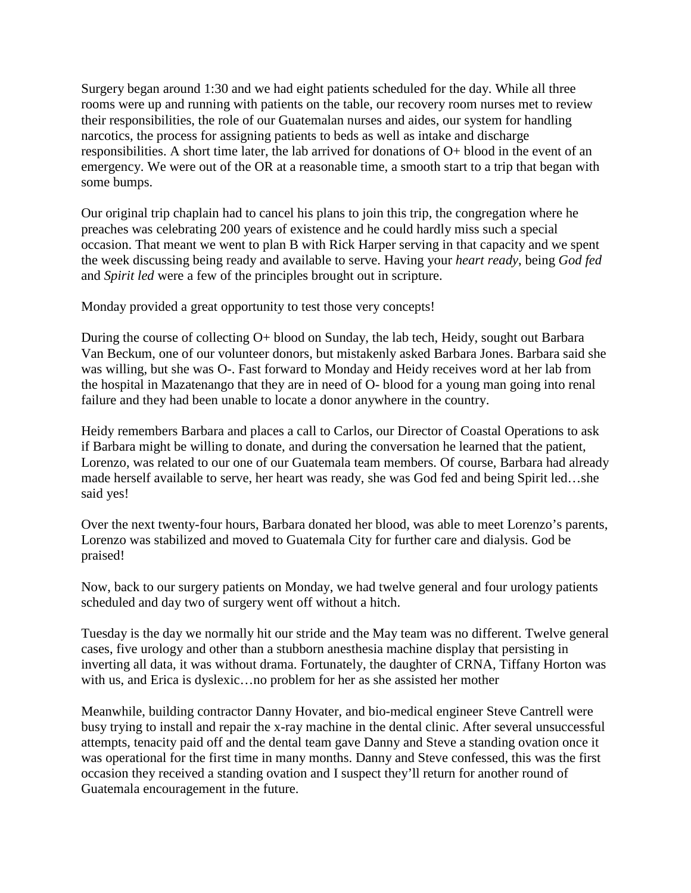Surgery began around 1:30 and we had eight patients scheduled for the day. While all three rooms were up and running with patients on the table, our recovery room nurses met to review their responsibilities, the role of our Guatemalan nurses and aides, our system for handling narcotics, the process for assigning patients to beds as well as intake and discharge responsibilities. A short time later, the lab arrived for donations of O+ blood in the event of an emergency. We were out of the OR at a reasonable time, a smooth start to a trip that began with some bumps.

Our original trip chaplain had to cancel his plans to join this trip, the congregation where he preaches was celebrating 200 years of existence and he could hardly miss such a special occasion. That meant we went to plan B with Rick Harper serving in that capacity and we spent the week discussing being ready and available to serve. Having your *heart ready*, being *God fed* and *Spirit led* were a few of the principles brought out in scripture.

Monday provided a great opportunity to test those very concepts!

During the course of collecting O+ blood on Sunday, the lab tech, Heidy, sought out Barbara Van Beckum, one of our volunteer donors, but mistakenly asked Barbara Jones. Barbara said she was willing, but she was O-. Fast forward to Monday and Heidy receives word at her lab from the hospital in Mazatenango that they are in need of O- blood for a young man going into renal failure and they had been unable to locate a donor anywhere in the country.

Heidy remembers Barbara and places a call to Carlos, our Director of Coastal Operations to ask if Barbara might be willing to donate, and during the conversation he learned that the patient, Lorenzo, was related to our one of our Guatemala team members. Of course, Barbara had already made herself available to serve, her heart was ready, she was God fed and being Spirit led…she said yes!

Over the next twenty-four hours, Barbara donated her blood, was able to meet Lorenzo's parents, Lorenzo was stabilized and moved to Guatemala City for further care and dialysis. God be praised!

Now, back to our surgery patients on Monday, we had twelve general and four urology patients scheduled and day two of surgery went off without a hitch.

Tuesday is the day we normally hit our stride and the May team was no different. Twelve general cases, five urology and other than a stubborn anesthesia machine display that persisting in inverting all data, it was without drama. Fortunately, the daughter of CRNA, Tiffany Horton was with us, and Erica is dyslexic…no problem for her as she assisted her mother

Meanwhile, building contractor Danny Hovater, and bio-medical engineer Steve Cantrell were busy trying to install and repair the x-ray machine in the dental clinic. After several unsuccessful attempts, tenacity paid off and the dental team gave Danny and Steve a standing ovation once it was operational for the first time in many months. Danny and Steve confessed, this was the first occasion they received a standing ovation and I suspect they'll return for another round of Guatemala encouragement in the future.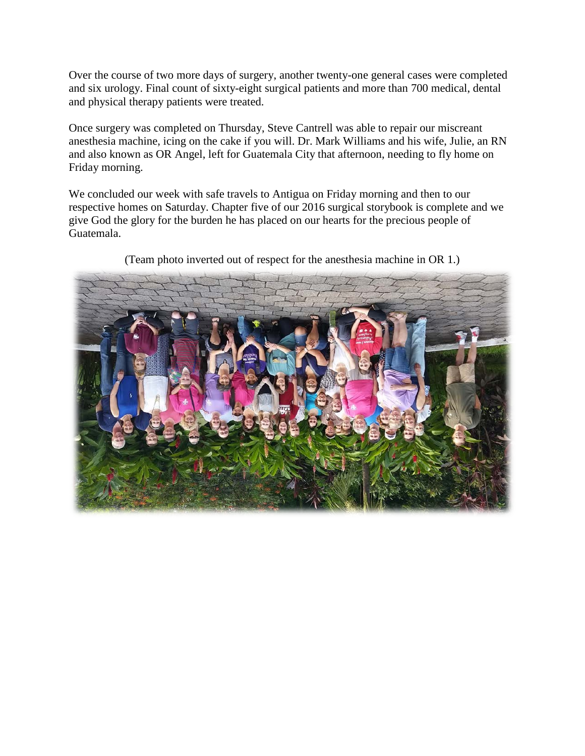Over the course of two more days of surgery, another twenty-one general cases were completed and six urology. Final count of sixty-eight surgical patients and more than 700 medical, dental and physical therapy patients were treated.

Once surgery was completed on Thursday, Steve Cantrell was able to repair our miscreant anesthesia machine, icing on the cake if you will. Dr. Mark Williams and his wife, Julie, an RN and also known as OR Angel, left for Guatemala City that afternoon, needing to fly home on Friday morning.

We concluded our week with safe travels to Antigua on Friday morning and then to our respective homes on Saturday. Chapter five of our 2016 surgical storybook is complete and we give God the glory for the burden he has placed on our hearts for the precious people of Guatemala.

(Team photo inverted out of respect for the anesthesia machine in OR 1.)